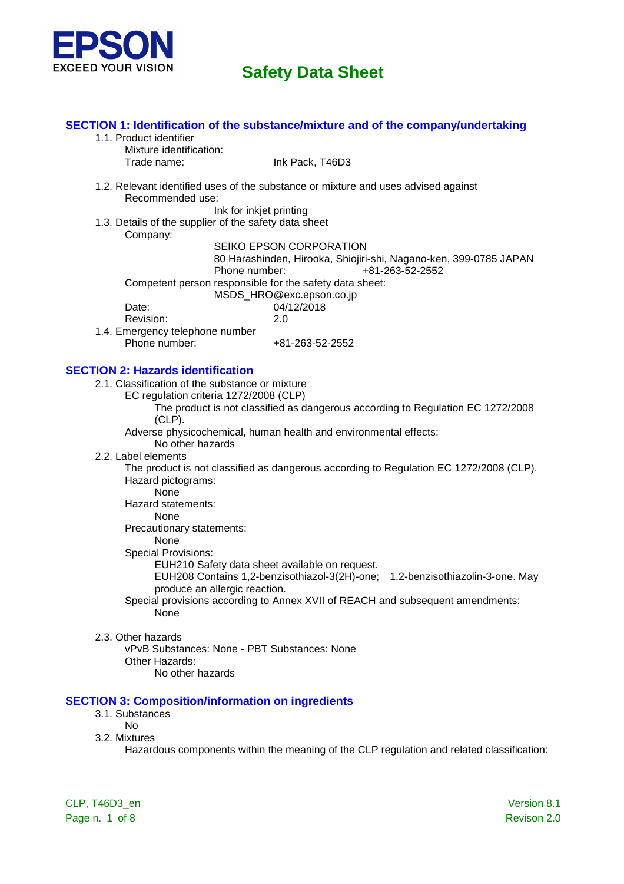EPSON
EXCEED YOUR VISION

# Safety Data Sheet

## SECTION 1: Identification of the substance/mixture and of the company/undertaking

1.1. Product identifier

Mixture identification:

Trade name: Ink Pack, T46D3

1.2. Relevant identified uses of the substance or mixture and uses advised against

Recommended use:

Ink for inkjet printing

1.3. Details of the supplier of the safety data sheet

Company:

SEIKO EPSON CORPORATION
80 Harashinden, Hirooka, Shiojiri-shi, Nagano-ken, 399-0785 JAPAN
Phone number: +81-263-52-2552

Competent person responsible for the safety data sheet:

MSDS_HRO@exc.epson.co.jp

Date: 04/12/2018

Revision: 2.0

1.4. Emergency telephone number

Phone number: +81-263-52-2552

## SECTION 2: Hazards identification

2.1. Classification of the substance or mixture

EC regulation criteria 1272/2008 (CLP)

The product is not classified as dangerous according to Regulation EC 1272/2008 (CLP).

Adverse physicochemical, human health and environmental effects:

No other hazards

2.2. Label elements

The product is not classified as dangerous according to Regulation EC 1272/2008 (CLP).

Hazard pictograms:

None

Hazard statements:

None

Precautionary statements:

None

Special Provisions:

EUH210 Safety data sheet available on request.

EUH208 Contains 1,2-benzisothiazol-3(2H)-one; 1,2-benzisothiazolin-3-one. May produce an allergic reaction.

Special provisions according to Annex XVII of REACH and subsequent amendments:

None

2.3. Other hazards

vPvB Substances: None - PBT Substances: None

Other Hazards:

No other hazards

## SECTION 3: Composition/information on ingredients

3.1. Substances

No

3.2. Mixtures

Hazardous components within the meaning of the CLP regulation and related classification: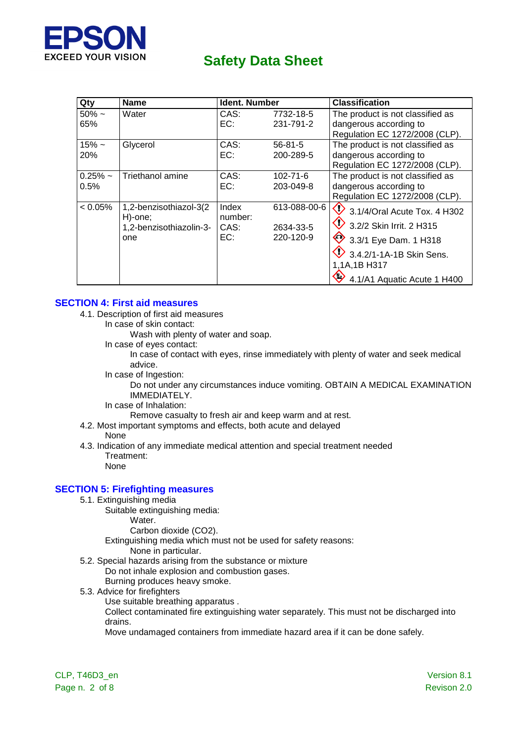| Qty | Name | Ident. Number | | Classification |
|---|---|---|---|---|
| 50% ~ 65% | Water | CAS: EC: | 7732-18-5 231-791-2 | The product is not classified as dangerous according to Regulation EC 1272/2008 (CLP). |
| 15% ~ 20% | Glycerol | CAS: EC: | 56-81-5 200-289-5 | The product is not classified as dangerous according to Regulation EC 1272/2008 (CLP). |
| 0.25% ~ 0.5% | Triethanol amine | CAS: EC: | 102-71-6 203-049-8 | The product is not classified as dangerous according to Regulation EC 1272/2008 (CLP). |
| < 0.05% | 1,2-benzisothiazol-3(2 H)-one; 1,2-benzisothiazolin-3-one | Index number: CAS: EC: | 613-088-00-6 2634-33-5 220-120-9 | 3.1/4/Oral Acute Tox. 4 H302<br>3.2/2 Skin Irrit. 2 H315<br>3.3/1 Eye Dam. 1 H318<br>3.4.2/1-1A-1B Skin Sens. 1,1A,1B H317<br>4.1/A1 Aquatic Acute 1 H400 |

## SECTION 4: First aid measures

4.1. Description of first aid measures

In case of skin contact:

Wash with plenty of water and soap.

In case of eyes contact:

In case of contact with eyes, rinse immediately with plenty of water and seek medical advice.

In case of Ingestion:

Do not under any circumstances induce vomiting. OBTAIN A MEDICAL EXAMINATION IMMEDIATELY.

In case of Inhalation:

Remove casualty to fresh air and keep warm and at rest.

4.2. Most important symptoms and effects, both acute and delayed

None

4.3. Indication of any immediate medical attention and special treatment needed

Treatment:

None

## SECTION 5: Firefighting measures

5.1. Extinguishing media

Suitable extinguishing media:

Water.

Carbon dioxide ($CO_2$).

Extinguishing media which must not be used for safety reasons:

None in particular.

5.2. Special hazards arising from the substance or mixture

Do not inhale explosion and combustion gases.

Burning produces heavy smoke.

5.3. Advice for firefighters

Use suitable breathing apparatus .

Collect contaminated fire extinguishing water separately. This must not be discharged into drains.

Move undamaged containers from immediate hazard area if it can be done safely.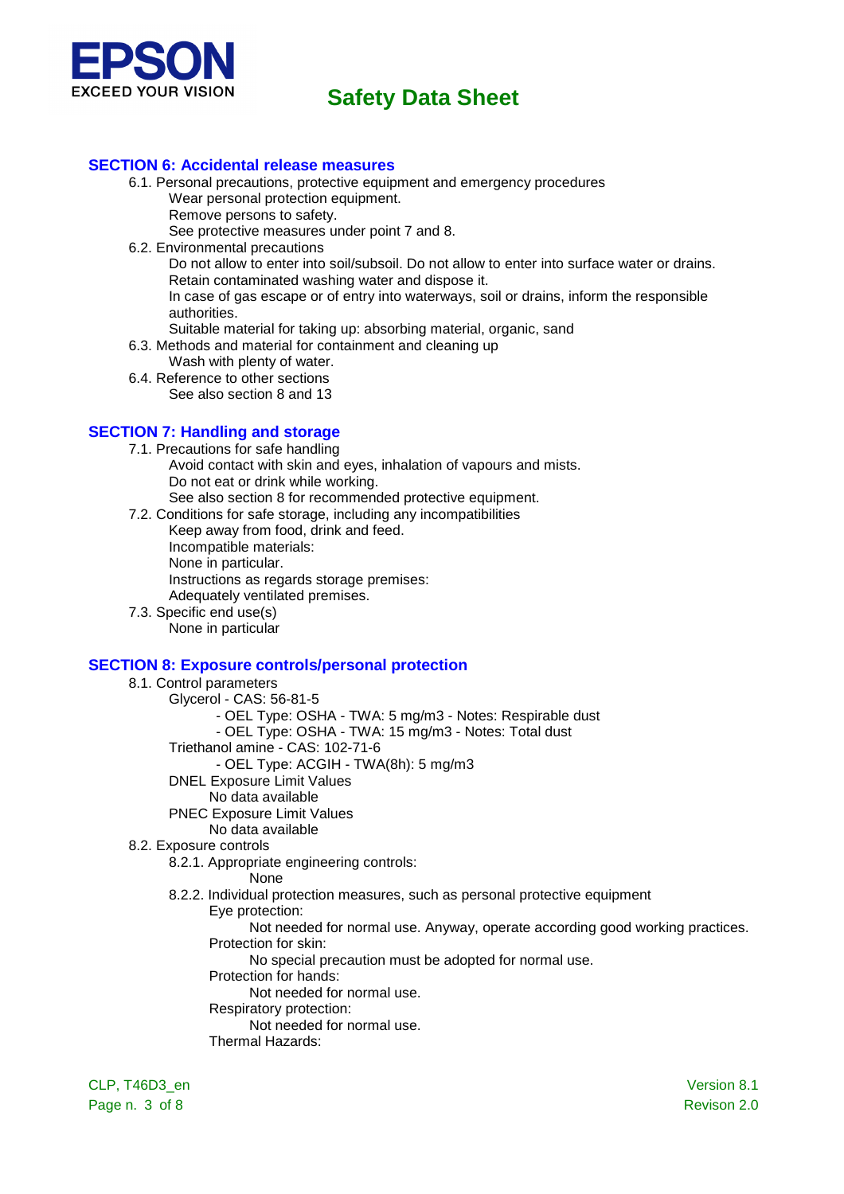## SECTION 6: Accidental release measures

6.1. Personal precautions, protective equipment and emergency procedures

Wear personal protection equipment.

Remove persons to safety.

See protective measures under point 7 and 8.

6.2. Environmental precautions

Do not allow to enter into soil/subsoil. Do not allow to enter into surface water or drains.

Retain contaminated washing water and dispose it.

In case of gas escape or of entry into waterways, soil or drains, inform the responsible authorities.

Suitable material for taking up: absorbing material, organic, sand

6.3. Methods and material for containment and cleaning up

Wash with plenty of water.

6.4. Reference to other sections

See also section 8 and 13

## SECTION 7: Handling and storage

7.1. Precautions for safe handling

Avoid contact with skin and eyes, inhalation of vapours and mists.

Do not eat or drink while working.

See also section 8 for recommended protective equipment.

7.2. Conditions for safe storage, including any incompatibilities

Keep away from food, drink and feed.

Incompatible materials:

None in particular.

Instructions as regards storage premises:

Adequately ventilated premises.

7.3. Specific end use(s)

None in particular

## SECTION 8: Exposure controls/personal protection

8.1. Control parameters

Glycerol - CAS: 56-81-5

- OEL Type: OSHA - TWA: 5 mg/m3 - Notes: Respirable dust
- OEL Type: OSHA - TWA: 15 mg/m3 - Notes: Total dust

Triethanol amine - CAS: 102-71-6

- OEL Type: ACGIH - TWA(8h): 5 mg/m3

DNEL Exposure Limit Values

No data available

PNEC Exposure Limit Values

No data available

8.2. Exposure controls

8.2.1. Appropriate engineering controls:

None

8.2.2. Individual protection measures, such as personal protective equipment

Eye protection:

Not needed for normal use. Anyway, operate according good working practices.

Protection for skin:

No special precaution must be adopted for normal use.

Protection for hands:

Not needed for normal use.

Respiratory protection:

Not needed for normal use.

Thermal Hazards: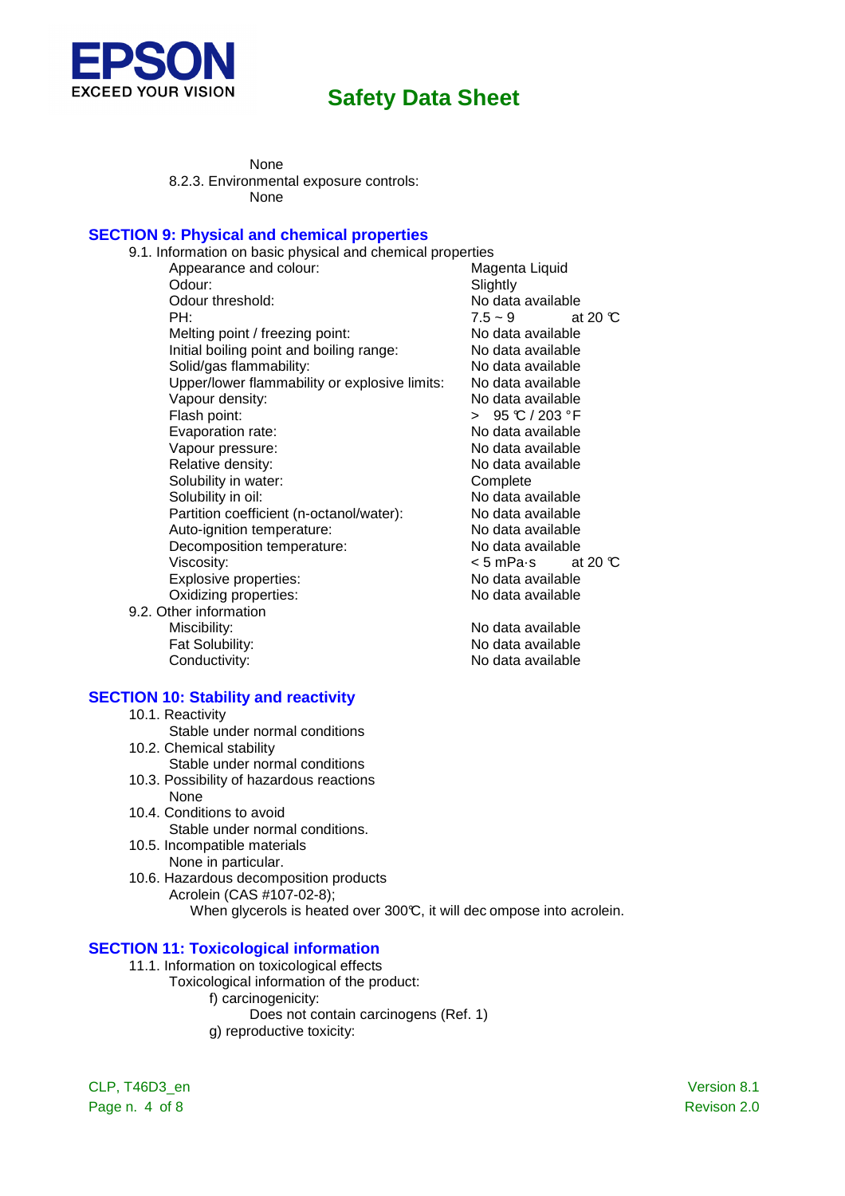None

8.2.3. Environmental exposure controls:

None

## SECTION 9: Physical and chemical properties

9.1. Information on basic physical and chemical properties

| Property | Value |
|---|---|
| Appearance and colour: | Magenta Liquid |
| Odour: | Slightly |
| Odour threshold: | No data available |
| PH: | 7.5 ~ 9 at 20 ℃ |
| Melting point / freezing point: | No data available |
| Initial boiling point and boiling range: | No data available |
| Solid/gas flammability: | No data available |
| Upper/lower flammability or explosive limits: | No data available |
| Vapour density: | No data available |
| Flash point: | > 95 ℃ / 203 °F |
| Evaporation rate: | No data available |
| Vapour pressure: | No data available |
| Relative density: | No data available |
| Solubility in water: | Complete |
| Solubility in oil: | No data available |
| Partition coefficient (n-octanol/water): | No data available |
| Auto-ignition temperature: | No data available |
| Decomposition temperature: | No data available |
| Viscosity: | < 5 mPa·s at 20 ℃ |
| Explosive properties: | No data available |
| Oxidizing properties: | No data available |

9.2. Other information

| Property | Value |
|---|---|
| Miscibility: | No data available |
| Fat Solubility: | No data available |
| Conductivity: | No data available |

## SECTION 10: Stability and reactivity

10.1. Reactivity

Stable under normal conditions

10.2. Chemical stability

Stable under normal conditions

10.3. Possibility of hazardous reactions

None

10.4. Conditions to avoid

Stable under normal conditions.

10.5. Incompatible materials

None in particular.

10.6. Hazardous decomposition products

Acrolein (CAS #107-02-8);

When glycerols is heated over 300℃, it will decompose into acrolein.

## SECTION 11: Toxicological information

11.1. Information on toxicological effects

Toxicological information of the product:

f) carcinogenicity:

Does not contain carcinogens (Ref. 1)

g) reproductive toxicity: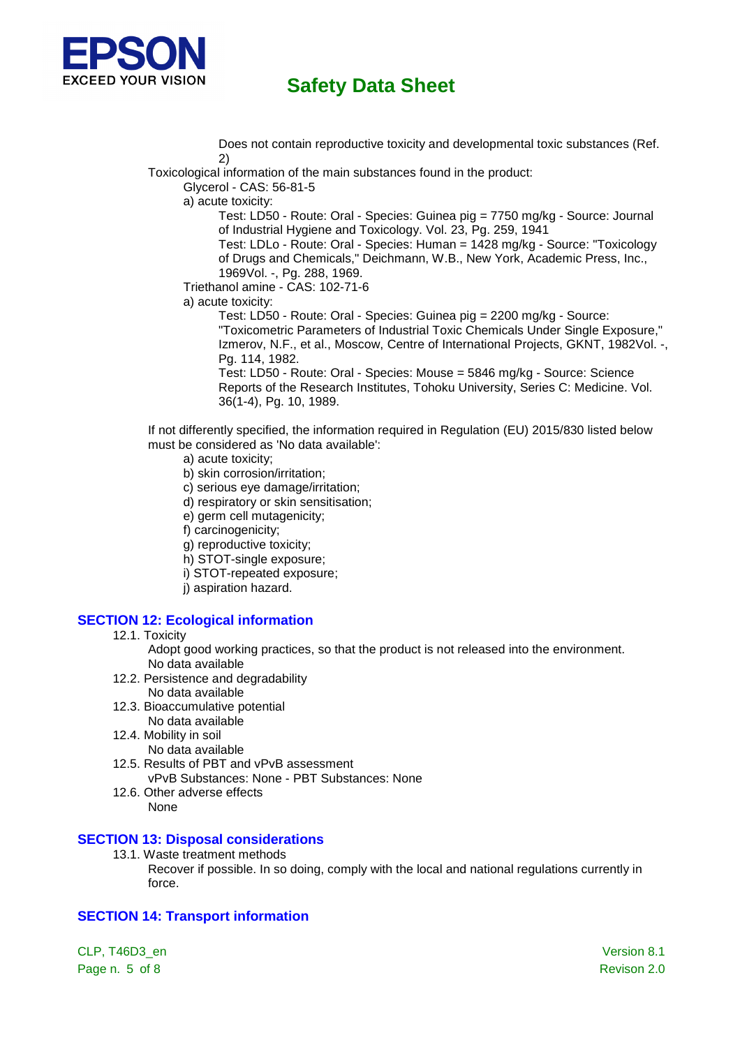Does not contain reproductive toxicity and developmental toxic substances (Ref. 2)

Toxicological information of the main substances found in the product:

Glycerol - CAS: 56-81-5

a) acute toxicity:

Test: LD50 - Route: Oral - Species: Guinea pig = 7750 mg/kg - Source: Journal of Industrial Hygiene and Toxicology. Vol. 23, Pg. 259, 1941

Test: LDLo - Route: Oral - Species: Human = 1428 mg/kg - Source: "Toxicology of Drugs and Chemicals," Deichmann, W.B., New York, Academic Press, Inc., 1969Vol. -, Pg. 288, 1969.

Triethanol amine - CAS: 102-71-6

a) acute toxicity:

Test: LD50 - Route: Oral - Species: Guinea pig = 2200 mg/kg - Source: "Toxicometric Parameters of Industrial Toxic Chemicals Under Single Exposure," Izmerov, N.F., et al., Moscow, Centre of International Projects, GKNT, 1982Vol. -, Pg. 114, 1982.

Test: LD50 - Route: Oral - Species: Mouse = 5846 mg/kg - Source: Science Reports of the Research Institutes, Tohoku University, Series C: Medicine. Vol. 36(1-4), Pg. 10, 1989.

If not differently specified, the information required in Regulation (EU) 2015/830 listed below must be considered as 'No data available':

a) acute toxicity;
b) skin corrosion/irritation;
c) serious eye damage/irritation;
d) respiratory or skin sensitisation;
e) germ cell mutagenicity;
f) carcinogenicity;
g) reproductive toxicity;
h) STOT-single exposure;
i) STOT-repeated exposure;
j) aspiration hazard.

## SECTION 12: Ecological information

12.1. Toxicity

Adopt good working practices, so that the product is not released into the environment.
No data available

12.2. Persistence and degradability

No data available

12.3. Bioaccumulative potential

No data available

12.4. Mobility in soil

No data available

12.5. Results of PBT and vPvB assessment

vPvB Substances: None - PBT Substances: None

12.6. Other adverse effects

None

## SECTION 13: Disposal considerations

13.1. Waste treatment methods

Recover if possible. In so doing, comply with the local and national regulations currently in force.

## SECTION 14: Transport information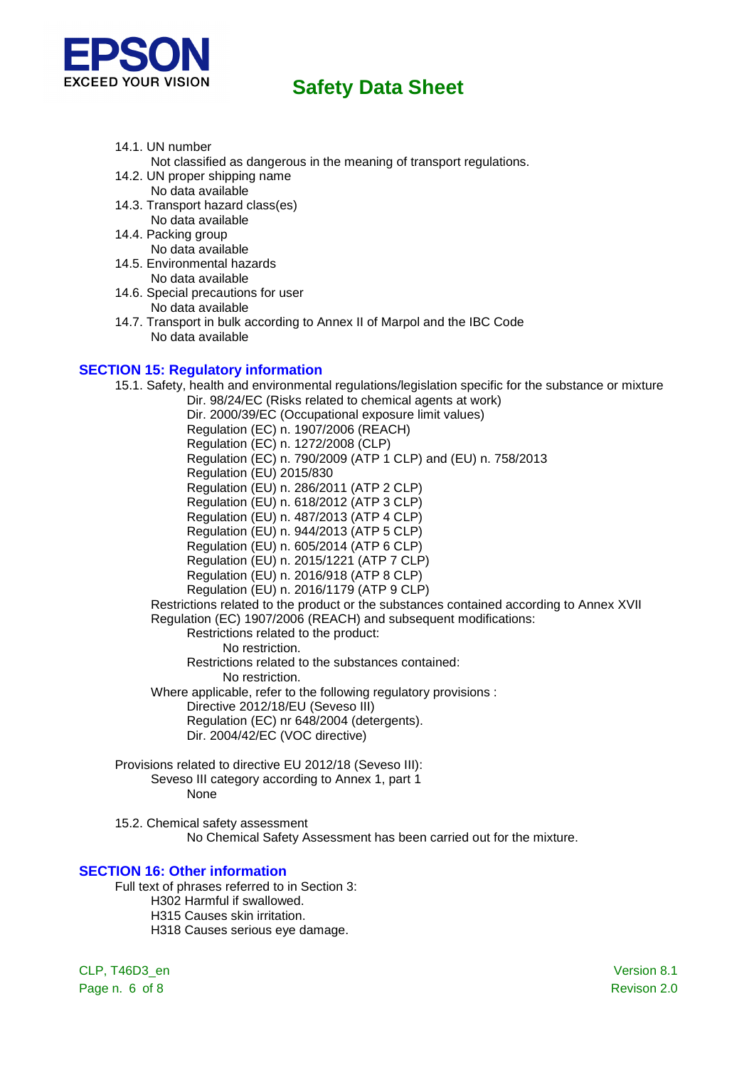14.1. UN number
- Not classified as dangerous in the meaning of transport regulations.

14.2. UN proper shipping name
- No data available

14.3. Transport hazard class(es)
- No data available

14.4. Packing group
- No data available

14.5. Environmental hazards
- No data available

14.6. Special precautions for user
- No data available

14.7. Transport in bulk according to Annex II of Marpol and the IBC Code
- No data available

## SECTION 15: Regulatory information

15.1. Safety, health and environmental regulations/legislation specific for the substance or mixture

- Dir. 98/24/EC (Risks related to chemical agents at work)
- Dir. 2000/39/EC (Occupational exposure limit values)
- Regulation (EC) n. 1907/2006 (REACH)
- Regulation (EC) n. 1272/2008 (CLP)
- Regulation (EC) n. 790/2009 (ATP 1 CLP) and (EU) n. 758/2013
- Regulation (EU) 2015/830
- Regulation (EU) n. 286/2011 (ATP 2 CLP)
- Regulation (EU) n. 618/2012 (ATP 3 CLP)
- Regulation (EU) n. 487/2013 (ATP 4 CLP)
- Regulation (EU) n. 944/2013 (ATP 5 CLP)
- Regulation (EU) n. 605/2014 (ATP 6 CLP)
- Regulation (EU) n. 2015/1221 (ATP 7 CLP)
- Regulation (EU) n. 2016/918 (ATP 8 CLP)
- Regulation (EU) n. 2016/1179 (ATP 9 CLP)

Restrictions related to the product or the substances contained according to Annex XVII Regulation (EC) 1907/2006 (REACH) and subsequent modifications:

- Restrictions related to the product:
  - No restriction.
- Restrictions related to the substances contained:
  - No restriction.

Where applicable, refer to the following regulatory provisions :

- Directive 2012/18/EU (Seveso III)
- Regulation (EC) nr 648/2004 (detergents).
- Dir. 2004/42/EC (VOC directive)

Provisions related to directive EU 2012/18 (Seveso III):
- Seveso III category according to Annex 1, part 1
  - None

15.2. Chemical safety assessment
- No Chemical Safety Assessment has been carried out for the mixture.

## SECTION 16: Other information

Full text of phrases referred to in Section 3:
- H302 Harmful if swallowed.
- H315 Causes skin irritation.
- H318 Causes serious eye damage.

CLP, T46D3_en — Version 8.1 — Revison 2.0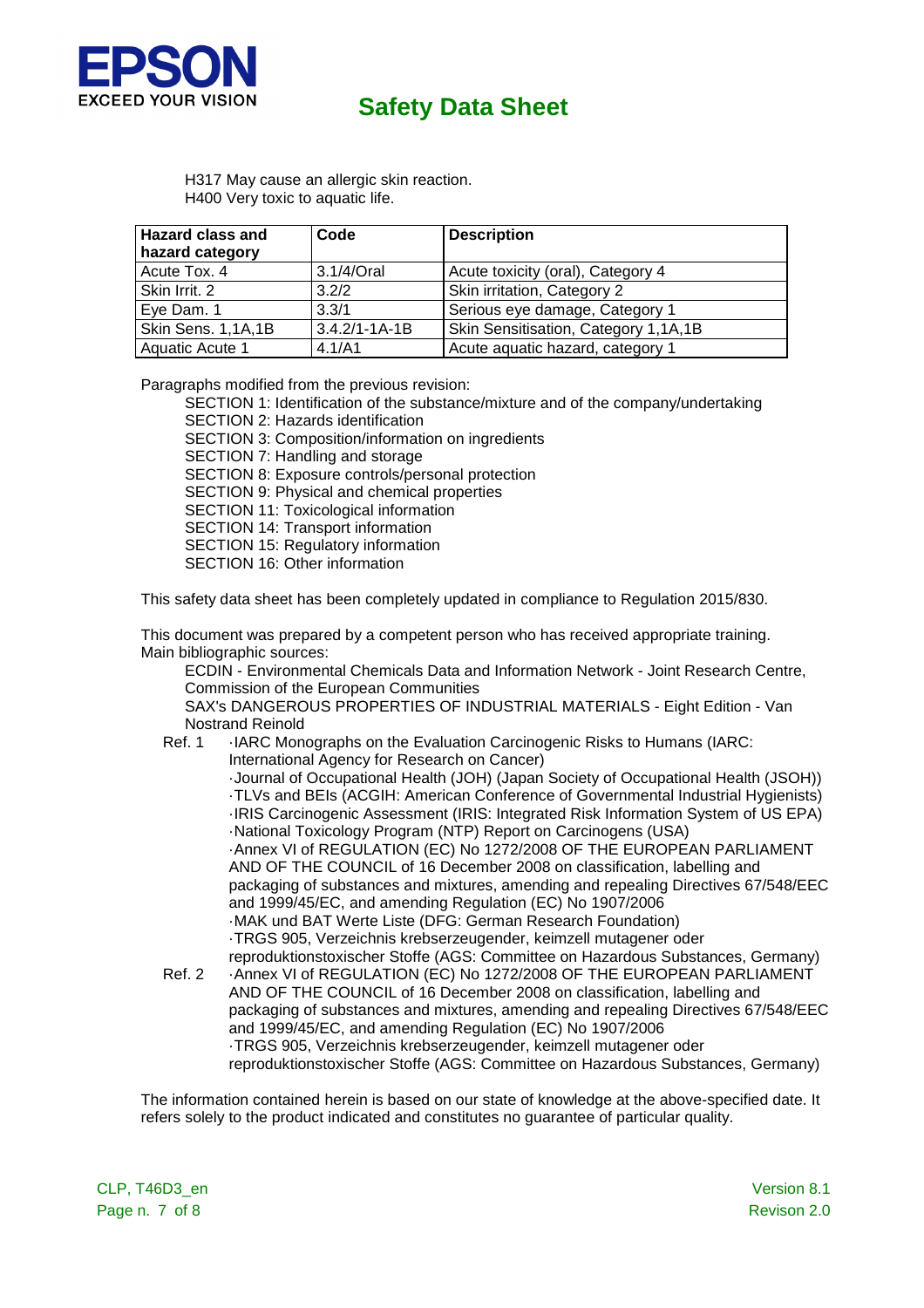H317 May cause an allergic skin reaction.
H400 Very toxic to aquatic life.

| Hazard class and hazard category | Code | Description |
|---|---|---|
| Acute Tox. 4 | 3.1/4/Oral | Acute toxicity (oral), Category 4 |
| Skin Irrit. 2 | 3.2/2 | Skin irritation, Category 2 |
| Eye Dam. 1 | 3.3/1 | Serious eye damage, Category 1 |
| Skin Sens. 1,1A,1B | 3.4.2/1-1A-1B | Skin Sensitisation, Category 1,1A,1B |
| Aquatic Acute 1 | 4.1/A1 | Acute aquatic hazard, category 1 |

Paragraphs modified from the previous revision:

SECTION 1: Identification of the substance/mixture and of the company/undertaking
SECTION 2: Hazards identification
SECTION 3: Composition/information on ingredients
SECTION 7: Handling and storage
SECTION 8: Exposure controls/personal protection
SECTION 9: Physical and chemical properties
SECTION 11: Toxicological information
SECTION 14: Transport information
SECTION 15: Regulatory information
SECTION 16: Other information

This safety data sheet has been completely updated in compliance to Regulation 2015/830.

This document was prepared by a competent person who has received appropriate training.
Main bibliographic sources:

ECDIN - Environmental Chemicals Data and Information Network - Joint Research Centre, Commission of the European Communities
SAX's DANGEROUS PROPERTIES OF INDUSTRIAL MATERIALS - Eight Edition - Van Nostrand Reinold

Ref. 1
- ·IARC Monographs on the Evaluation Carcinogenic Risks to Humans (IARC: International Agency for Research on Cancer)
- ·Journal of Occupational Health (JOH) (Japan Society of Occupational Health (JSOH))
- ·TLVs and BEIs (ACGIH: American Conference of Governmental Industrial Hygienists)
- ·IRIS Carcinogenic Assessment (IRIS: Integrated Risk Information System of US EPA)
- ·National Toxicology Program (NTP) Report on Carcinogens (USA)
- ·Annex VI of REGULATION (EC) No 1272/2008 OF THE EUROPEAN PARLIAMENT AND OF THE COUNCIL of 16 December 2008 on classification, labelling and packaging of substances and mixtures, amending and repealing Directives 67/548/EEC and 1999/45/EC, and amending Regulation (EC) No 1907/2006
- ·MAK und BAT Werte Liste (DFG: German Research Foundation)
- ·TRGS 905, Verzeichnis krebserzeugender, keimzell mutagener oder reproduktionstoxischer Stoffe (AGS: Committee on Hazardous Substances, Germany)

Ref. 2
- ·Annex VI of REGULATION (EC) No 1272/2008 OF THE EUROPEAN PARLIAMENT AND OF THE COUNCIL of 16 December 2008 on classification, labelling and packaging of substances and mixtures, amending and repealing Directives 67/548/EEC and 1999/45/EC, and amending Regulation (EC) No 1907/2006
- ·TRGS 905, Verzeichnis krebserzeugender, keimzell mutagener oder reproduktionstoxischer Stoffe (AGS: Committee on Hazardous Substances, Germany)

The information contained herein is based on our state of knowledge at the above-specified date. It refers solely to the product indicated and constitutes no guarantee of particular quality.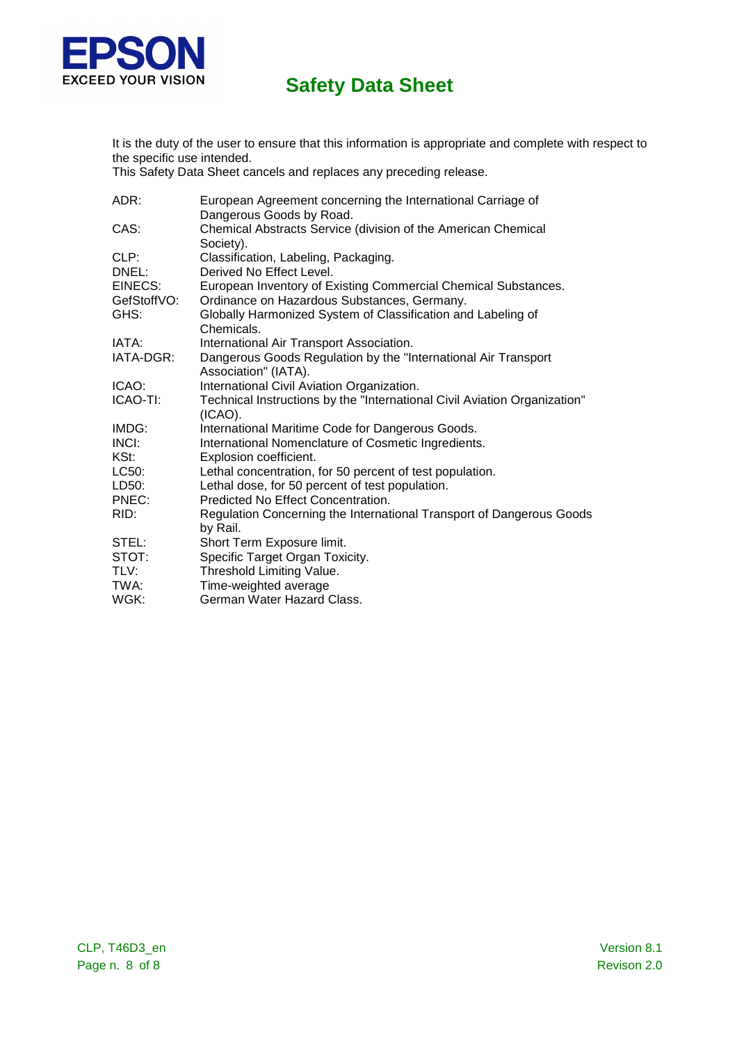It is the duty of the user to ensure that this information is appropriate and complete with respect to the specific use intended.
This Safety Data Sheet cancels and replaces any preceding release.

| | |
|---|---|
| ADR: | European Agreement concerning the International Carriage of Dangerous Goods by Road. |
| CAS: | Chemical Abstracts Service (division of the American Chemical Society). |
| CLP: | Classification, Labeling, Packaging. |
| DNEL: | Derived No Effect Level. |
| EINECS: | European Inventory of Existing Commercial Chemical Substances. |
| GefStoffVO: | Ordinance on Hazardous Substances, Germany. |
| GHS: | Globally Harmonized System of Classification and Labeling of Chemicals. |
| IATA: | International Air Transport Association. |
| IATA-DGR: | Dangerous Goods Regulation by the "International Air Transport Association" (IATA). |
| ICAO: | International Civil Aviation Organization. |
| ICAO-TI: | Technical Instructions by the "International Civil Aviation Organization" (ICAO). |
| IMDG: | International Maritime Code for Dangerous Goods. |
| INCI: | International Nomenclature of Cosmetic Ingredients. |
| KSt: | Explosion coefficient. |
| LC50: | Lethal concentration, for 50 percent of test population. |
| LD50: | Lethal dose, for 50 percent of test population. |
| PNEC: | Predicted No Effect Concentration. |
| RID: | Regulation Concerning the International Transport of Dangerous Goods by Rail. |
| STEL: | Short Term Exposure limit. |
| STOT: | Specific Target Organ Toxicity. |
| TLV: | Threshold Limiting Value. |
| TWA: | Time-weighted average |
| WGK: | German Water Hazard Class. |